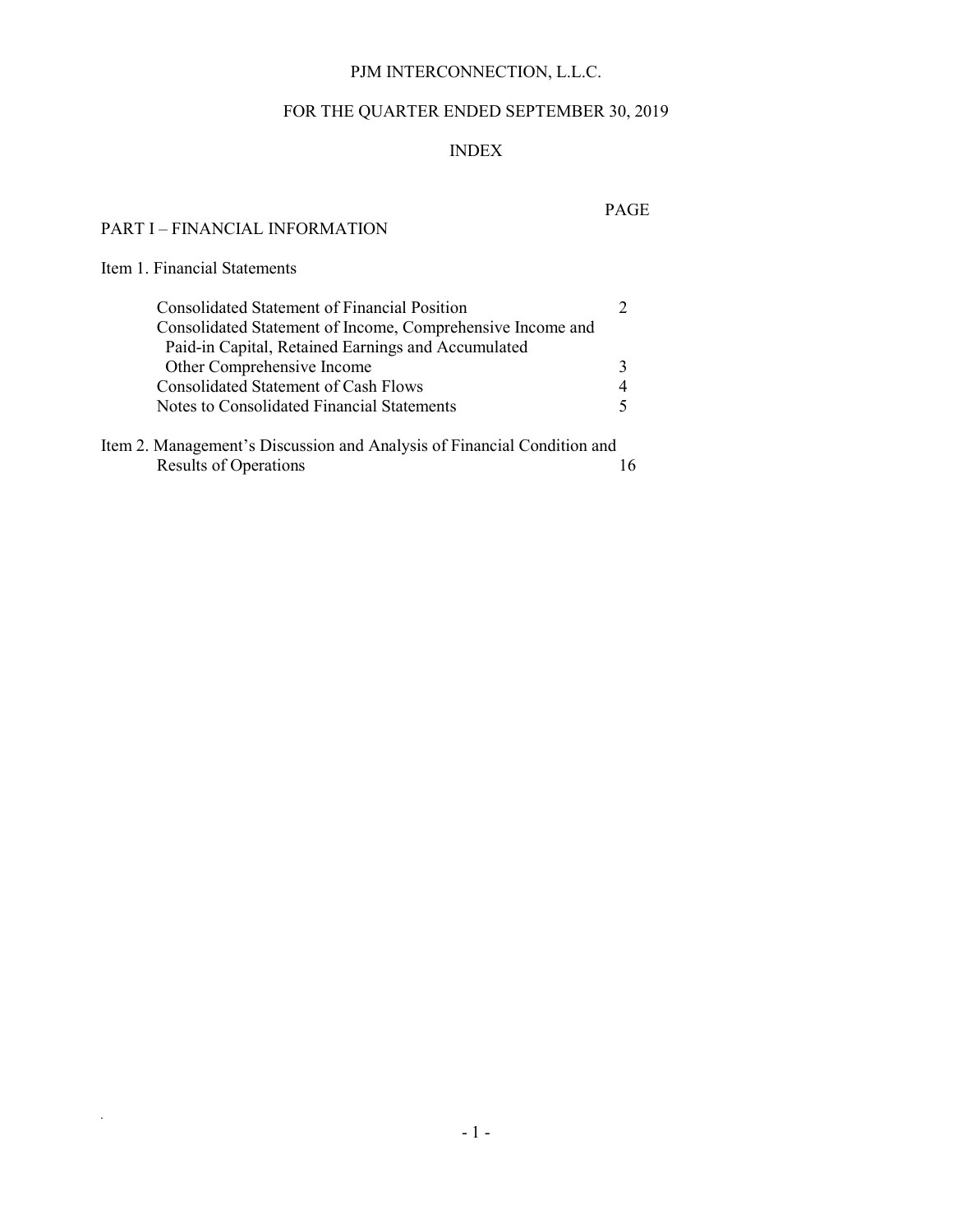# PJM INTERCONNECTION, L.L.C.

## FOR THE QUARTER ENDED SEPTEMBER 30, 2019

## INDEX

| | PAGE |
|---|---|
| **PART I – FINANCIAL INFORMATION** | |
| Item 1. Financial Statements | |
| Consolidated Statement of Financial Position | 2 |
| Consolidated Statement of Income, Comprehensive Income and Paid-in Capital, Retained Earnings and Accumulated Other Comprehensive Income | 3 |
| Consolidated Statement of Cash Flows | 4 |
| Notes to Consolidated Financial Statements | 5 |
| Item 2. Management's Discussion and Analysis of Financial Condition and Results of Operations | 16 |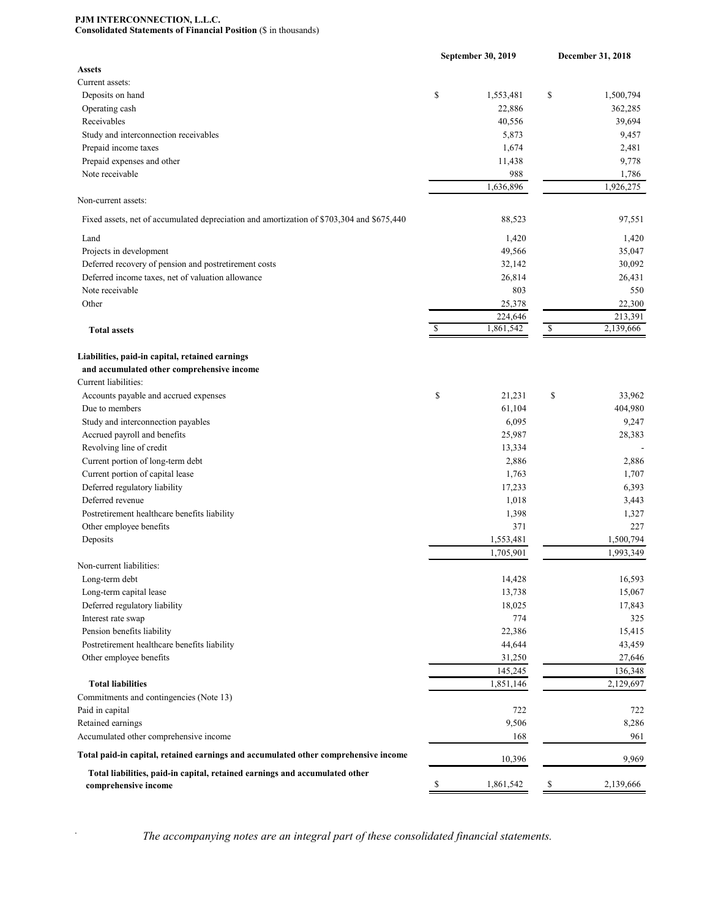**PJM INTERCONNECTION, L.L.C.**
**Consolidated Statements of Financial Position** ($ in thousands)

| | September 30, 2019 | December 31, 2018 |
|---|---|---|
| **Assets** | | |
| Current assets: | | |
| Deposits on hand | $ 1,553,481 | $ 1,500,794 |
| Operating cash | 22,886 | 362,285 |
| Receivables | 40,556 | 39,694 |
| Study and interconnection receivables | 5,873 | 9,457 |
| Prepaid income taxes | 1,674 | 2,481 |
| Prepaid expenses and other | 11,438 | 9,778 |
| Note receivable | 988 | 1,786 |
| | 1,636,896 | 1,926,275 |
| Non-current assets: | | |
| Fixed assets, net of accumulated depreciation and amortization of $703,304 and $675,440 | 88,523 | 97,551 |
| Land | 1,420 | 1,420 |
| Projects in development | 49,566 | 35,047 |
| Deferred recovery of pension and postretirement costs | 32,142 | 30,092 |
| Deferred income taxes, net of valuation allowance | 26,814 | 26,431 |
| Note receivable | 803 | 550 |
| Other | 25,378 | 22,300 |
| | 224,646 | 213,391 |
| **Total assets** | $ 1,861,542 | $ 2,139,666 |
| **Liabilities, paid-in capital, retained earnings and accumulated other comprehensive income** | | |
| Current liabilities: | | |
| Accounts payable and accrued expenses | $ 21,231 | $ 33,962 |
| Due to members | 61,104 | 404,980 |
| Study and interconnection payables | 6,095 | 9,247 |
| Accrued payroll and benefits | 25,987 | 28,383 |
| Revolving line of credit | 13,334 | - |
| Current portion of long-term debt | 2,886 | 2,886 |
| Current portion of capital lease | 1,763 | 1,707 |
| Deferred regulatory liability | 17,233 | 6,393 |
| Deferred revenue | 1,018 | 3,443 |
| Postretirement healthcare benefits liability | 1,398 | 1,327 |
| Other employee benefits | 371 | 227 |
| Deposits | 1,553,481 | 1,500,794 |
| | 1,705,901 | 1,993,349 |
| Non-current liabilities: | | |
| Long-term debt | 14,428 | 16,593 |
| Long-term capital lease | 13,738 | 15,067 |
| Deferred regulatory liability | 18,025 | 17,843 |
| Interest rate swap | 774 | 325 |
| Pension benefits liability | 22,386 | 15,415 |
| Postretirement healthcare benefits liability | 44,644 | 43,459 |
| Other employee benefits | 31,250 | 27,646 |
| | 145,245 | 136,348 |
| **Total liabilities** | 1,851,146 | 2,129,697 |
| Commitments and contingencies (Note 13) | | |
| Paid in capital | 722 | 722 |
| Retained earnings | 9,506 | 8,286 |
| Accumulated other comprehensive income | 168 | 961 |
| **Total paid-in capital, retained earnings and accumulated other comprehensive income** | 10,396 | 9,969 |
| **Total liabilities, paid-in capital, retained earnings and accumulated other comprehensive income** | $ 1,861,542 | $ 2,139,666 |

*The accompanying notes are an integral part of these consolidated financial statements.*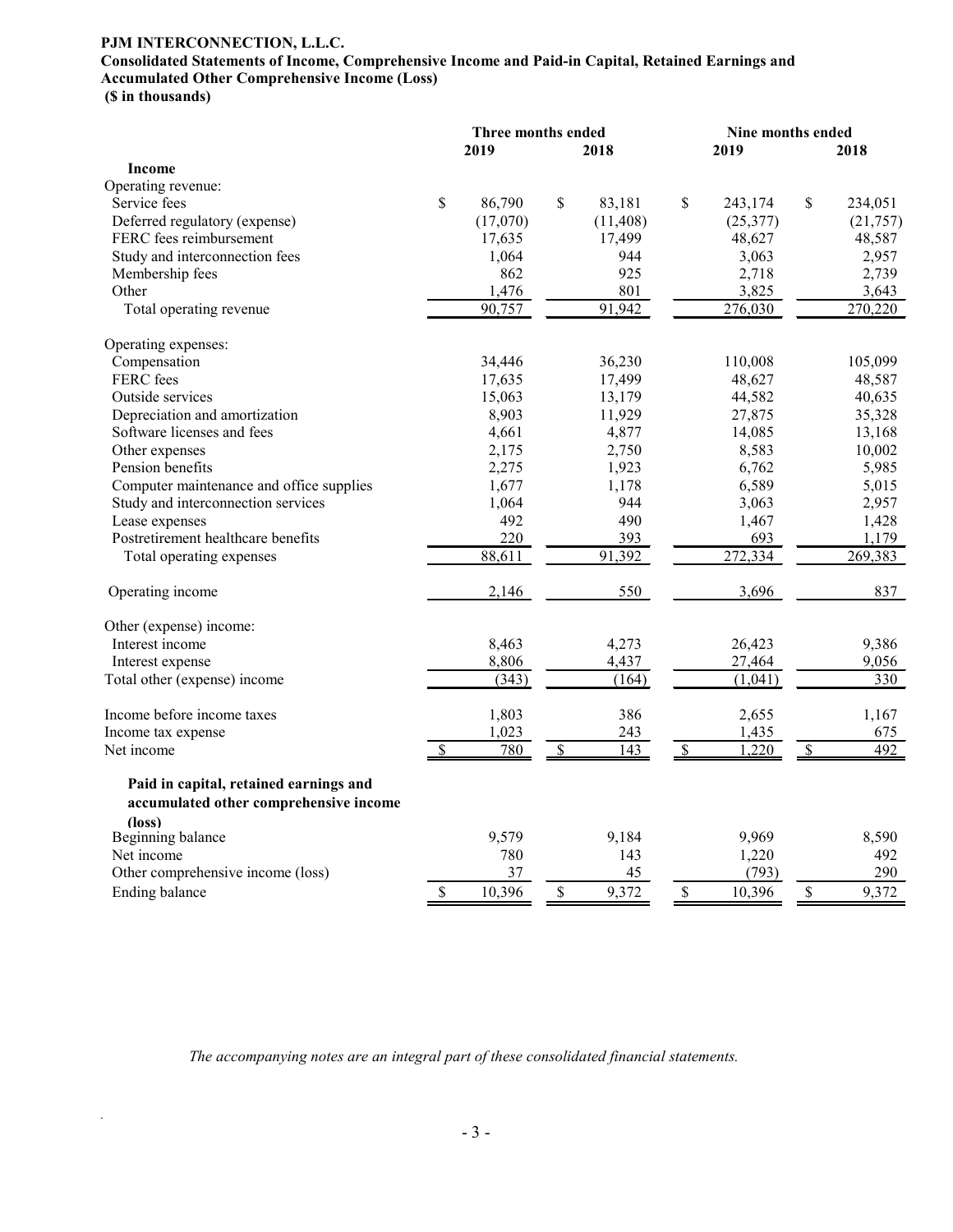**PJM INTERCONNECTION, L.L.C.**
**Consolidated Statements of Income, Comprehensive Income and Paid-in Capital, Retained Earnings and Accumulated Other Comprehensive Income (Loss)**
**($ in thousands)**

| | Three months ended | | Nine months ended | |
|---|---|---|---|---|
| | 2019 | 2018 | 2019 | 2018 |
| **Income** | | | | |
| Operating revenue: | | | | |
| Service fees | $ 86,790 | $ 83,181 | $ 243,174 | $ 234,051 |
| Deferred regulatory (expense) | (17,070) | (11,408) | (25,377) | (21,757) |
| FERC fees reimbursement | 17,635 | 17,499 | 48,627 | 48,587 |
| Study and interconnection fees | 1,064 | 944 | 3,063 | 2,957 |
| Membership fees | 862 | 925 | 2,718 | 2,739 |
| Other | 1,476 | 801 | 3,825 | 3,643 |
| Total operating revenue | 90,757 | 91,942 | 276,030 | 270,220 |
| Operating expenses: | | | | |
| Compensation | 34,446 | 36,230 | 110,008 | 105,099 |
| FERC fees | 17,635 | 17,499 | 48,627 | 48,587 |
| Outside services | 15,063 | 13,179 | 44,582 | 40,635 |
| Depreciation and amortization | 8,903 | 11,929 | 27,875 | 35,328 |
| Software licenses and fees | 4,661 | 4,877 | 14,085 | 13,168 |
| Other expenses | 2,175 | 2,750 | 8,583 | 10,002 |
| Pension benefits | 2,275 | 1,923 | 6,762 | 5,985 |
| Computer maintenance and office supplies | 1,677 | 1,178 | 6,589 | 5,015 |
| Study and interconnection services | 1,064 | 944 | 3,063 | 2,957 |
| Lease expenses | 492 | 490 | 1,467 | 1,428 |
| Postretirement healthcare benefits | 220 | 393 | 693 | 1,179 |
| Total operating expenses | 88,611 | 91,392 | 272,334 | 269,383 |
| Operating income | 2,146 | 550 | 3,696 | 837 |
| Other (expense) income: | | | | |
| Interest income | 8,463 | 4,273 | 26,423 | 9,386 |
| Interest expense | 8,806 | 4,437 | 27,464 | 9,056 |
| Total other (expense) income | (343) | (164) | (1,041) | 330 |
| Income before income taxes | 1,803 | 386 | 2,655 | 1,167 |
| Income tax expense | 1,023 | 243 | 1,435 | 675 |
| Net income | $ 780 | $ 143 | $ 1,220 | $ 492 |
| **Paid in capital, retained earnings and accumulated other comprehensive income (loss)** | | | | |
| Beginning balance | 9,579 | 9,184 | 9,969 | 8,590 |
| Net income | 780 | 143 | 1,220 | 492 |
| Other comprehensive income (loss) | 37 | 45 | (793) | 290 |
| Ending balance | $ 10,396 | $ 9,372 | $ 10,396 | $ 9,372 |

*The accompanying notes are an integral part of these consolidated financial statements.*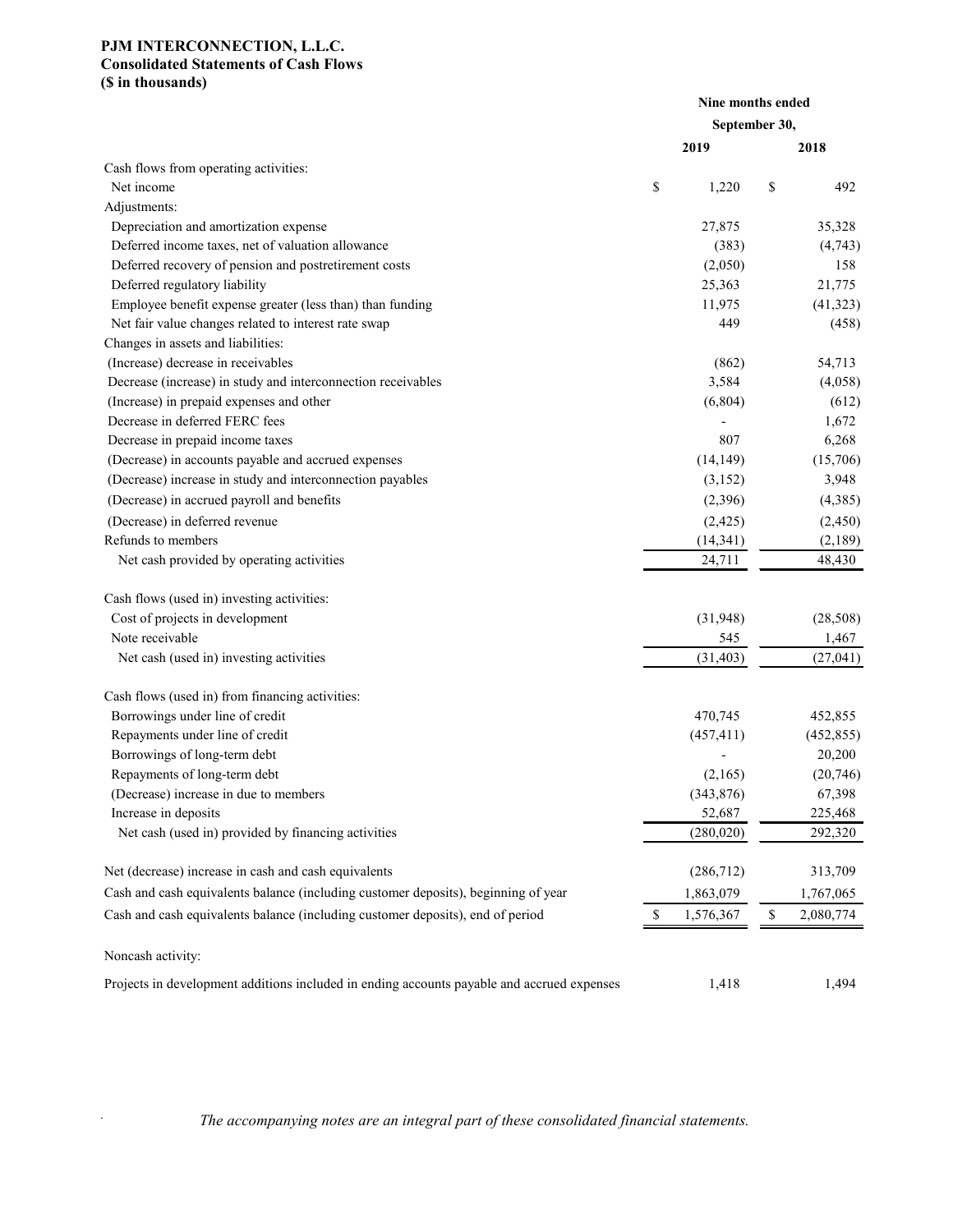**PJM INTERCONNECTION, L.L.C.**
**Consolidated Statements of Cash Flows**
**($ in thousands)**

| | Nine months ended September 30, | |
|---|---|---|
| | **2019** | **2018** |
| Cash flows from operating activities: | | |
| Net income | $ 1,220 | $ 492 |
| Adjustments: | | |
| Depreciation and amortization expense | 27,875 | 35,328 |
| Deferred income taxes, net of valuation allowance | (383) | (4,743) |
| Deferred recovery of pension and postretirement costs | (2,050) | 158 |
| Deferred regulatory liability | 25,363 | 21,775 |
| Employee benefit expense greater (less than) than funding | 11,975 | (41,323) |
| Net fair value changes related to interest rate swap | 449 | (458) |
| Changes in assets and liabilities: | | |
| (Increase) decrease in receivables | (862) | 54,713 |
| Decrease (increase) in study and interconnection receivables | 3,584 | (4,058) |
| (Increase) in prepaid expenses and other | (6,804) | (612) |
| Decrease in deferred FERC fees | - | 1,672 |
| Decrease in prepaid income taxes | 807 | 6,268 |
| (Decrease) in accounts payable and accrued expenses | (14,149) | (15,706) |
| (Decrease) increase in study and interconnection payables | (3,152) | 3,948 |
| (Decrease) in accrued payroll and benefits | (2,396) | (4,385) |
| (Decrease) in deferred revenue | (2,425) | (2,450) |
| Refunds to members | (14,341) | (2,189) |
| Net cash provided by operating activities | 24,711 | 48,430 |
| | | |
| Cash flows (used in) investing activities: | | |
| Cost of projects in development | (31,948) | (28,508) |
| Note receivable | 545 | 1,467 |
| Net cash (used in) investing activities | (31,403) | (27,041) |
| | | |
| Cash flows (used in) from financing activities: | | |
| Borrowings under line of credit | 470,745 | 452,855 |
| Repayments under line of credit | (457,411) | (452,855) |
| Borrowings of long-term debt | - | 20,200 |
| Repayments of long-term debt | (2,165) | (20,746) |
| (Decrease) increase in due to members | (343,876) | 67,398 |
| Increase in deposits | 52,687 | 225,468 |
| Net cash (used in) provided by financing activities | (280,020) | 292,320 |
| | | |
| Net (decrease) increase in cash and cash equivalents | (286,712) | 313,709 |
| Cash and cash equivalents balance (including customer deposits), beginning of year | 1,863,079 | 1,767,065 |
| Cash and cash equivalents balance (including customer deposits), end of period | $ 1,576,367 | $ 2,080,774 |
| | | |
| Noncash activity: | | |
| Projects in development additions included in ending accounts payable and accrued expenses | 1,418 | 1,494 |

*The accompanying notes are an integral part of these consolidated financial statements.*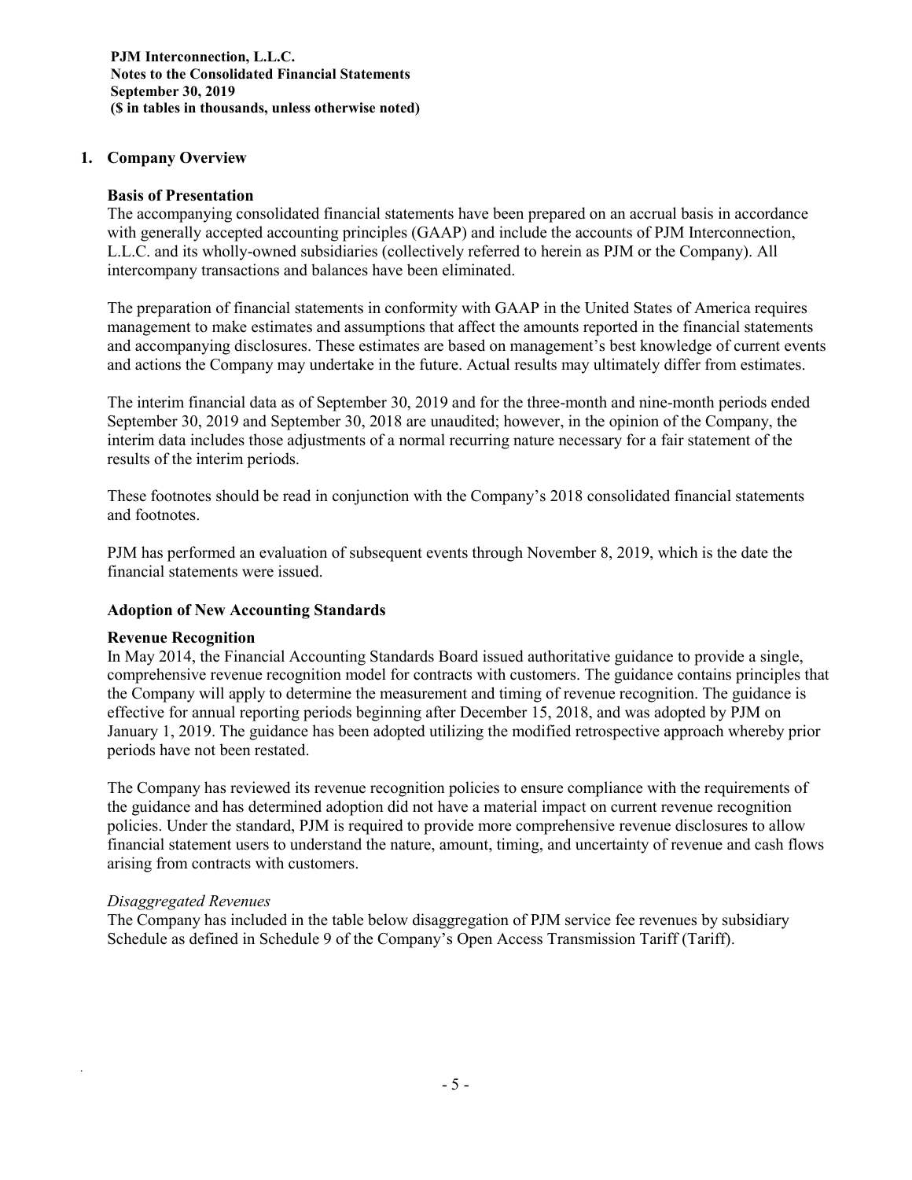**PJM Interconnection, L.L.C.**
**Notes to the Consolidated Financial Statements**
**September 30, 2019**
**($ in tables in thousands, unless otherwise noted)**

## 1. Company Overview

### Basis of Presentation

The accompanying consolidated financial statements have been prepared on an accrual basis in accordance with generally accepted accounting principles (GAAP) and include the accounts of PJM Interconnection, L.L.C. and its wholly-owned subsidiaries (collectively referred to herein as PJM or the Company). All intercompany transactions and balances have been eliminated.

The preparation of financial statements in conformity with GAAP in the United States of America requires management to make estimates and assumptions that affect the amounts reported in the financial statements and accompanying disclosures. These estimates are based on management's best knowledge of current events and actions the Company may undertake in the future. Actual results may ultimately differ from estimates.

The interim financial data as of September 30, 2019 and for the three-month and nine-month periods ended September 30, 2019 and September 30, 2018 are unaudited; however, in the opinion of the Company, the interim data includes those adjustments of a normal recurring nature necessary for a fair statement of the results of the interim periods.

These footnotes should be read in conjunction with the Company's 2018 consolidated financial statements and footnotes.

PJM has performed an evaluation of subsequent events through November 8, 2019, which is the date the financial statements were issued.

### Adoption of New Accounting Standards

#### Revenue Recognition

In May 2014, the Financial Accounting Standards Board issued authoritative guidance to provide a single, comprehensive revenue recognition model for contracts with customers. The guidance contains principles that the Company will apply to determine the measurement and timing of revenue recognition. The guidance is effective for annual reporting periods beginning after December 15, 2018, and was adopted by PJM on January 1, 2019. The guidance has been adopted utilizing the modified retrospective approach whereby prior periods have not been restated.

The Company has reviewed its revenue recognition policies to ensure compliance with the requirements of the guidance and has determined adoption did not have a material impact on current revenue recognition policies. Under the standard, PJM is required to provide more comprehensive revenue disclosures to allow financial statement users to understand the nature, amount, timing, and uncertainty of revenue and cash flows arising from contracts with customers.

*Disaggregated Revenues*

The Company has included in the table below disaggregation of PJM service fee revenues by subsidiary Schedule as defined in Schedule 9 of the Company's Open Access Transmission Tariff (Tariff).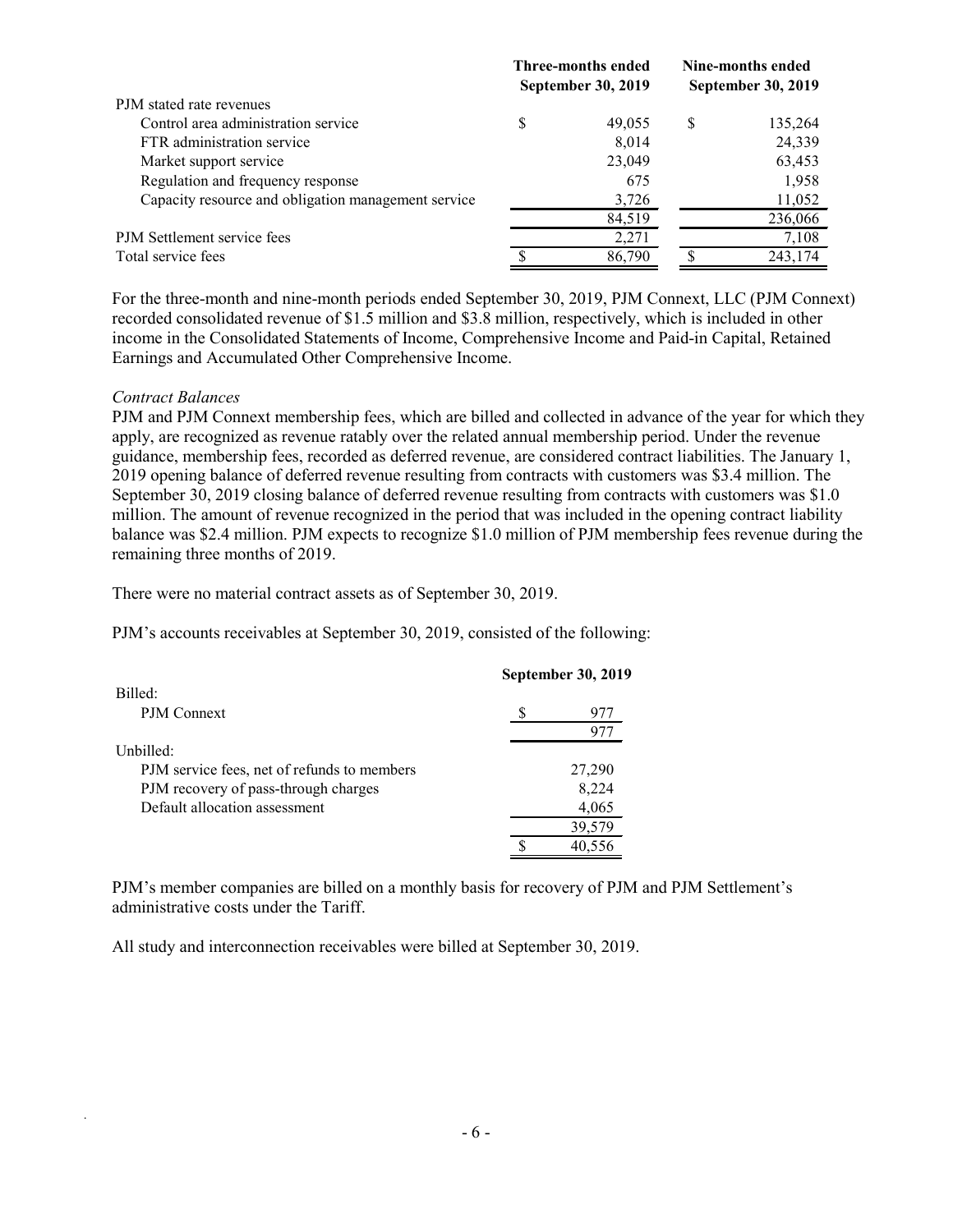| | Three-months ended September 30, 2019 | Nine-months ended September 30, 2019 |
|---|---|---|
| PJM stated rate revenues | | |
| Control area administration service | $ 49,055 | $ 135,264 |
| FTR administration service | 8,014 | 24,339 |
| Market support service | 23,049 | 63,453 |
| Regulation and frequency response | 675 | 1,958 |
| Capacity resource and obligation management service | 3,726 | 11,052 |
| | 84,519 | 236,066 |
| PJM Settlement service fees | 2,271 | 7,108 |
| Total service fees | $ 86,790 | $ 243,174 |

For the three-month and nine-month periods ended September 30, 2019, PJM Connext, LLC (PJM Connext) recorded consolidated revenue of $1.5 million and $3.8 million, respectively, which is included in other income in the Consolidated Statements of Income, Comprehensive Income and Paid-in Capital, Retained Earnings and Accumulated Other Comprehensive Income.

*Contract Balances*

PJM and PJM Connext membership fees, which are billed and collected in advance of the year for which they apply, are recognized as revenue ratably over the related annual membership period. Under the revenue guidance, membership fees, recorded as deferred revenue, are considered contract liabilities. The January 1, 2019 opening balance of deferred revenue resulting from contracts with customers was $3.4 million. The September 30, 2019 closing balance of deferred revenue resulting from contracts with customers was $1.0 million. The amount of revenue recognized in the period that was included in the opening contract liability balance was $2.4 million. PJM expects to recognize $1.0 million of PJM membership fees revenue during the remaining three months of 2019.

There were no material contract assets as of September 30, 2019.

PJM's accounts receivables at September 30, 2019, consisted of the following:

| | September 30, 2019 |
|---|---|
| Billed: | |
| PJM Connext | $ 977 |
| | 977 |
| Unbilled: | |
| PJM service fees, net of refunds to members | 27,290 |
| PJM recovery of pass-through charges | 8,224 |
| Default allocation assessment | 4,065 |
| | 39,579 |
| | $ 40,556 |

PJM's member companies are billed on a monthly basis for recovery of PJM and PJM Settlement's administrative costs under the Tariff.

All study and interconnection receivables were billed at September 30, 2019.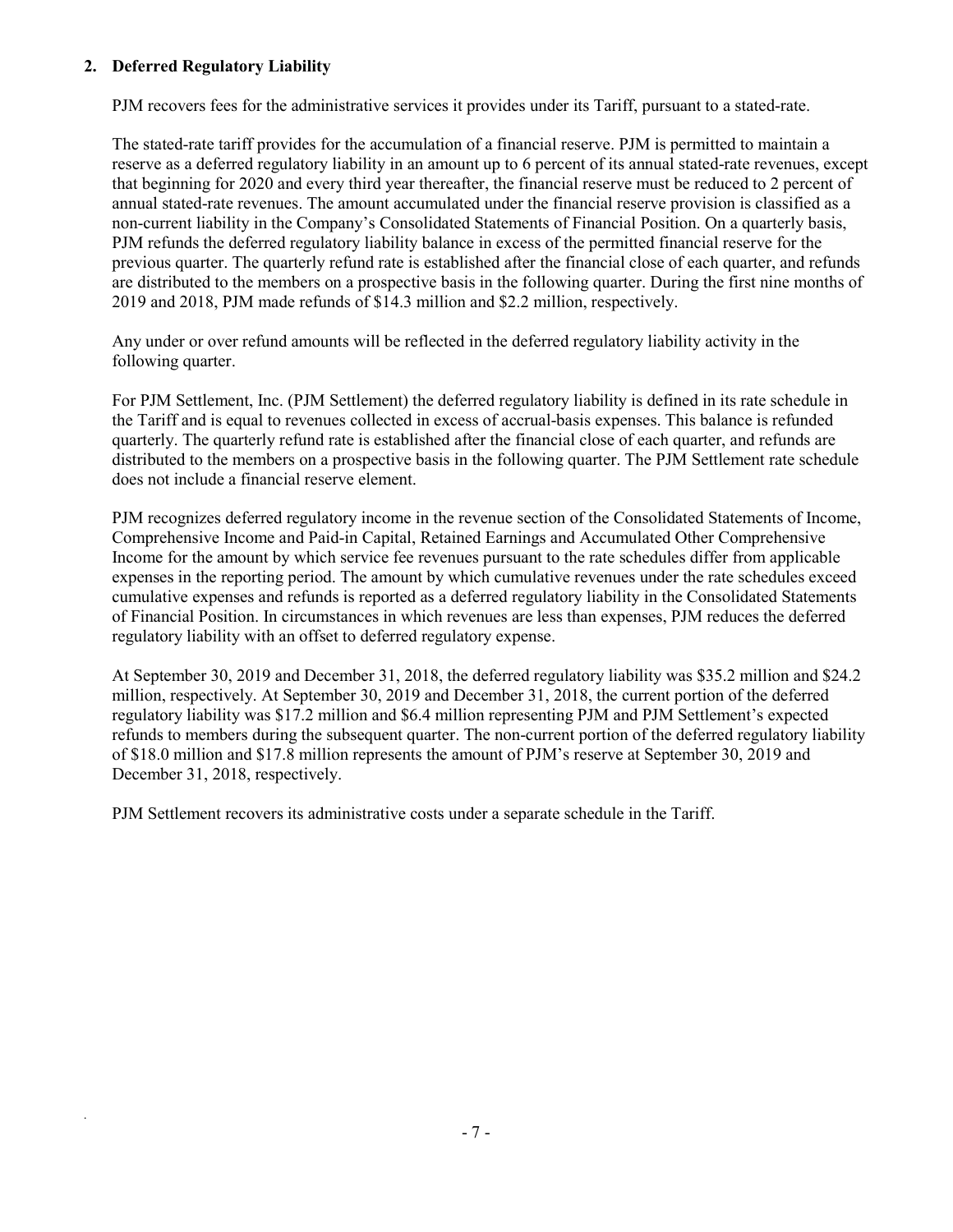## 2. Deferred Regulatory Liability

PJM recovers fees for the administrative services it provides under its Tariff, pursuant to a stated-rate.

The stated-rate tariff provides for the accumulation of a financial reserve. PJM is permitted to maintain a reserve as a deferred regulatory liability in an amount up to 6 percent of its annual stated-rate revenues, except that beginning for 2020 and every third year thereafter, the financial reserve must be reduced to 2 percent of annual stated-rate revenues. The amount accumulated under the financial reserve provision is classified as a non-current liability in the Company's Consolidated Statements of Financial Position. On a quarterly basis, PJM refunds the deferred regulatory liability balance in excess of the permitted financial reserve for the previous quarter. The quarterly refund rate is established after the financial close of each quarter, and refunds are distributed to the members on a prospective basis in the following quarter. During the first nine months of 2019 and 2018, PJM made refunds of $14.3 million and $2.2 million, respectively.

Any under or over refund amounts will be reflected in the deferred regulatory liability activity in the following quarter.

For PJM Settlement, Inc. (PJM Settlement) the deferred regulatory liability is defined in its rate schedule in the Tariff and is equal to revenues collected in excess of accrual-basis expenses. This balance is refunded quarterly. The quarterly refund rate is established after the financial close of each quarter, and refunds are distributed to the members on a prospective basis in the following quarter. The PJM Settlement rate schedule does not include a financial reserve element.

PJM recognizes deferred regulatory income in the revenue section of the Consolidated Statements of Income, Comprehensive Income and Paid-in Capital, Retained Earnings and Accumulated Other Comprehensive Income for the amount by which service fee revenues pursuant to the rate schedules differ from applicable expenses in the reporting period. The amount by which cumulative revenues under the rate schedules exceed cumulative expenses and refunds is reported as a deferred regulatory liability in the Consolidated Statements of Financial Position. In circumstances in which revenues are less than expenses, PJM reduces the deferred regulatory liability with an offset to deferred regulatory expense.

At September 30, 2019 and December 31, 2018, the deferred regulatory liability was $35.2 million and $24.2 million, respectively. At September 30, 2019 and December 31, 2018, the current portion of the deferred regulatory liability was $17.2 million and $6.4 million representing PJM and PJM Settlement's expected refunds to members during the subsequent quarter. The non-current portion of the deferred regulatory liability of $18.0 million and $17.8 million represents the amount of PJM's reserve at September 30, 2019 and December 31, 2018, respectively.

PJM Settlement recovers its administrative costs under a separate schedule in the Tariff.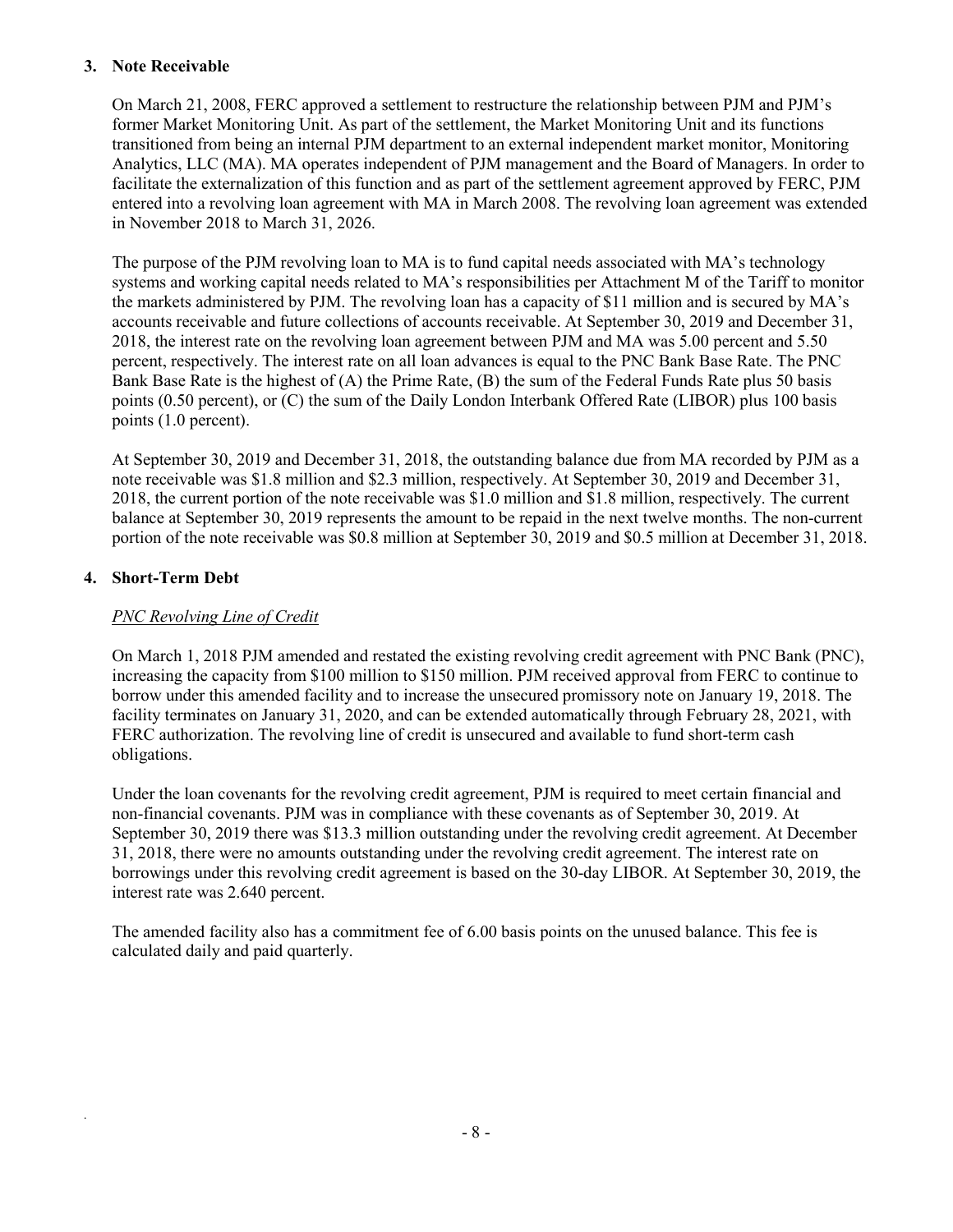## 3. Note Receivable

On March 21, 2008, FERC approved a settlement to restructure the relationship between PJM and PJM's former Market Monitoring Unit. As part of the settlement, the Market Monitoring Unit and its functions transitioned from being an internal PJM department to an external independent market monitor, Monitoring Analytics, LLC (MA). MA operates independent of PJM management and the Board of Managers. In order to facilitate the externalization of this function and as part of the settlement agreement approved by FERC, PJM entered into a revolving loan agreement with MA in March 2008. The revolving loan agreement was extended in November 2018 to March 31, 2026.

The purpose of the PJM revolving loan to MA is to fund capital needs associated with MA's technology systems and working capital needs related to MA's responsibilities per Attachment M of the Tariff to monitor the markets administered by PJM. The revolving loan has a capacity of $11 million and is secured by MA's accounts receivable and future collections of accounts receivable. At September 30, 2019 and December 31, 2018, the interest rate on the revolving loan agreement between PJM and MA was 5.00 percent and 5.50 percent, respectively. The interest rate on all loan advances is equal to the PNC Bank Base Rate. The PNC Bank Base Rate is the highest of (A) the Prime Rate, (B) the sum of the Federal Funds Rate plus 50 basis points (0.50 percent), or (C) the sum of the Daily London Interbank Offered Rate (LIBOR) plus 100 basis points (1.0 percent).

At September 30, 2019 and December 31, 2018, the outstanding balance due from MA recorded by PJM as a note receivable was $1.8 million and $2.3 million, respectively. At September 30, 2019 and December 31, 2018, the current portion of the note receivable was $1.0 million and $1.8 million, respectively. The current balance at September 30, 2019 represents the amount to be repaid in the next twelve months. The non-current portion of the note receivable was $0.8 million at September 30, 2019 and $0.5 million at December 31, 2018.

## 4. Short-Term Debt

*PNC Revolving Line of Credit*

On March 1, 2018 PJM amended and restated the existing revolving credit agreement with PNC Bank (PNC), increasing the capacity from $100 million to $150 million. PJM received approval from FERC to continue to borrow under this amended facility and to increase the unsecured promissory note on January 19, 2018. The facility terminates on January 31, 2020, and can be extended automatically through February 28, 2021, with FERC authorization. The revolving line of credit is unsecured and available to fund short-term cash obligations.

Under the loan covenants for the revolving credit agreement, PJM is required to meet certain financial and non-financial covenants. PJM was in compliance with these covenants as of September 30, 2019. At September 30, 2019 there was $13.3 million outstanding under the revolving credit agreement. At December 31, 2018, there were no amounts outstanding under the revolving credit agreement. The interest rate on borrowings under this revolving credit agreement is based on the 30-day LIBOR. At September 30, 2019, the interest rate was 2.640 percent.

The amended facility also has a commitment fee of 6.00 basis points on the unused balance. This fee is calculated daily and paid quarterly.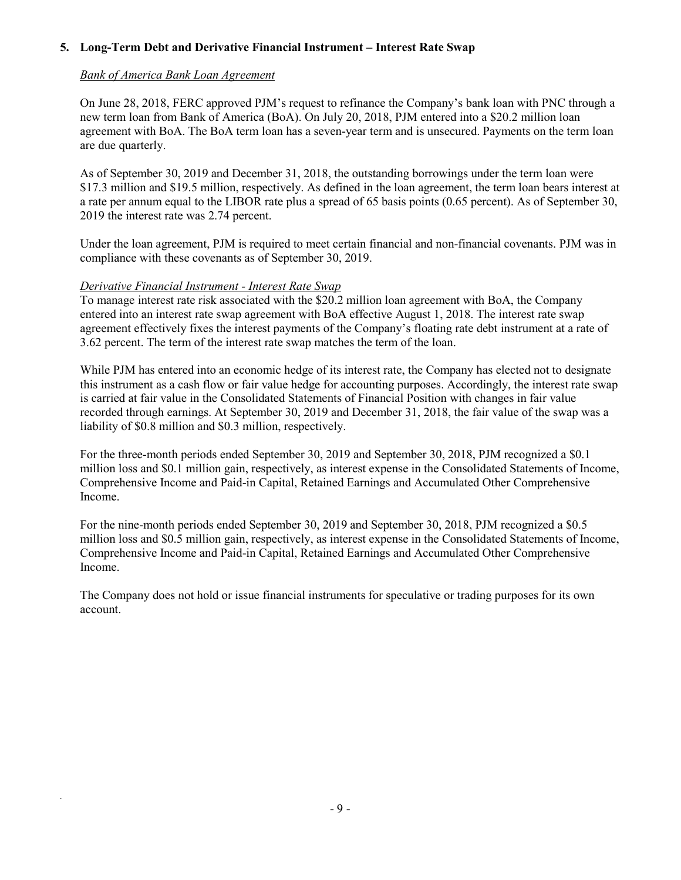## 5. Long-Term Debt and Derivative Financial Instrument – Interest Rate Swap

*Bank of America Bank Loan Agreement*

On June 28, 2018, FERC approved PJM's request to refinance the Company's bank loan with PNC through a new term loan from Bank of America (BoA). On July 20, 2018, PJM entered into a $20.2 million loan agreement with BoA. The BoA term loan has a seven-year term and is unsecured. Payments on the term loan are due quarterly.

As of September 30, 2019 and December 31, 2018, the outstanding borrowings under the term loan were $17.3 million and $19.5 million, respectively. As defined in the loan agreement, the term loan bears interest at a rate per annum equal to the LIBOR rate plus a spread of 65 basis points (0.65 percent). As of September 30, 2019 the interest rate was 2.74 percent.

Under the loan agreement, PJM is required to meet certain financial and non-financial covenants. PJM was in compliance with these covenants as of September 30, 2019.

*Derivative Financial Instrument - Interest Rate Swap*

To manage interest rate risk associated with the $20.2 million loan agreement with BoA, the Company entered into an interest rate swap agreement with BoA effective August 1, 2018. The interest rate swap agreement effectively fixes the interest payments of the Company's floating rate debt instrument at a rate of 3.62 percent. The term of the interest rate swap matches the term of the loan.

While PJM has entered into an economic hedge of its interest rate, the Company has elected not to designate this instrument as a cash flow or fair value hedge for accounting purposes. Accordingly, the interest rate swap is carried at fair value in the Consolidated Statements of Financial Position with changes in fair value recorded through earnings. At September 30, 2019 and December 31, 2018, the fair value of the swap was a liability of $0.8 million and $0.3 million, respectively.

For the three-month periods ended September 30, 2019 and September 30, 2018, PJM recognized a $0.1 million loss and $0.1 million gain, respectively, as interest expense in the Consolidated Statements of Income, Comprehensive Income and Paid-in Capital, Retained Earnings and Accumulated Other Comprehensive Income.

For the nine-month periods ended September 30, 2019 and September 30, 2018, PJM recognized a $0.5 million loss and $0.5 million gain, respectively, as interest expense in the Consolidated Statements of Income, Comprehensive Income and Paid-in Capital, Retained Earnings and Accumulated Other Comprehensive Income.

The Company does not hold or issue financial instruments for speculative or trading purposes for its own account.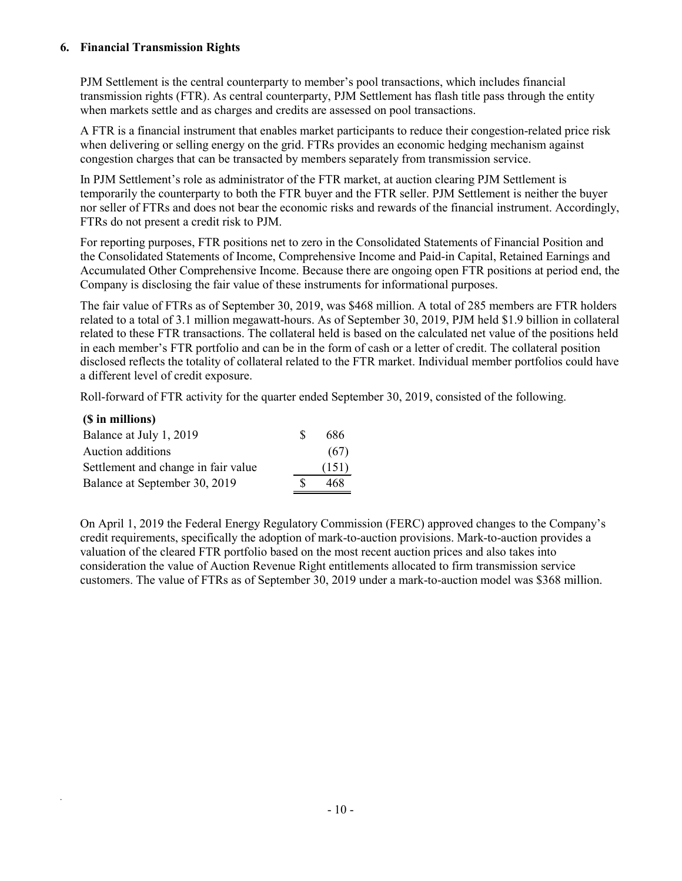## 6. Financial Transmission Rights

PJM Settlement is the central counterparty to member's pool transactions, which includes financial transmission rights (FTR). As central counterparty, PJM Settlement has flash title pass through the entity when markets settle and as charges and credits are assessed on pool transactions.

A FTR is a financial instrument that enables market participants to reduce their congestion-related price risk when delivering or selling energy on the grid. FTRs provides an economic hedging mechanism against congestion charges that can be transacted by members separately from transmission service.

In PJM Settlement's role as administrator of the FTR market, at auction clearing PJM Settlement is temporarily the counterparty to both the FTR buyer and the FTR seller. PJM Settlement is neither the buyer nor seller of FTRs and does not bear the economic risks and rewards of the financial instrument. Accordingly, FTRs do not present a credit risk to PJM.

For reporting purposes, FTR positions net to zero in the Consolidated Statements of Financial Position and the Consolidated Statements of Income, Comprehensive Income and Paid-in Capital, Retained Earnings and Accumulated Other Comprehensive Income. Because there are ongoing open FTR positions at period end, the Company is disclosing the fair value of these instruments for informational purposes.

The fair value of FTRs as of September 30, 2019, was $468 million. A total of 285 members are FTR holders related to a total of 3.1 million megawatt-hours. As of September 30, 2019, PJM held $1.9 billion in collateral related to these FTR transactions. The collateral held is based on the calculated net value of the positions held in each member's FTR portfolio and can be in the form of cash or a letter of credit. The collateral position disclosed reflects the totality of collateral related to the FTR market. Individual member portfolios could have a different level of credit exposure.

Roll-forward of FTR activity for the quarter ended September 30, 2019, consisted of the following.

| ($ in millions) | |
|---|---|
| Balance at July 1, 2019 | $ 686 |
| Auction additions | (67) |
| Settlement and change in fair value | (151) |
| Balance at September 30, 2019 | $ 468 |

On April 1, 2019 the Federal Energy Regulatory Commission (FERC) approved changes to the Company's credit requirements, specifically the adoption of mark-to-auction provisions. Mark-to-auction provides a valuation of the cleared FTR portfolio based on the most recent auction prices and also takes into consideration the value of Auction Revenue Right entitlements allocated to firm transmission service customers. The value of FTRs as of September 30, 2019 under a mark-to-auction model was $368 million.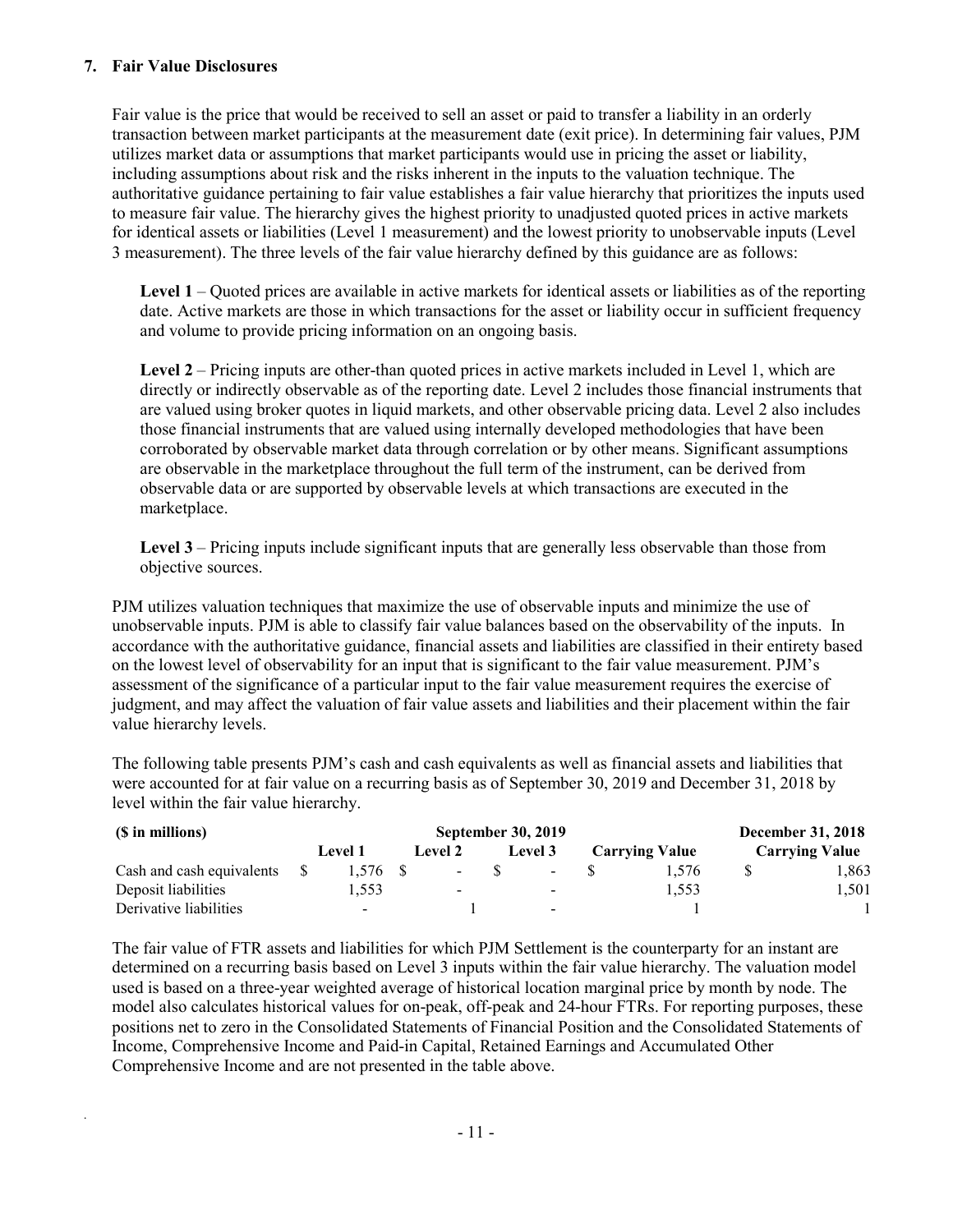### 7. Fair Value Disclosures

Fair value is the price that would be received to sell an asset or paid to transfer a liability in an orderly transaction between market participants at the measurement date (exit price). In determining fair values, PJM utilizes market data or assumptions that market participants would use in pricing the asset or liability, including assumptions about risk and the risks inherent in the inputs to the valuation technique. The authoritative guidance pertaining to fair value establishes a fair value hierarchy that prioritizes the inputs used to measure fair value. The hierarchy gives the highest priority to unadjusted quoted prices in active markets for identical assets or liabilities (Level 1 measurement) and the lowest priority to unobservable inputs (Level 3 measurement). The three levels of the fair value hierarchy defined by this guidance are as follows:

**Level 1** – Quoted prices are available in active markets for identical assets or liabilities as of the reporting date. Active markets are those in which transactions for the asset or liability occur in sufficient frequency and volume to provide pricing information on an ongoing basis.

**Level 2** – Pricing inputs are other-than quoted prices in active markets included in Level 1, which are directly or indirectly observable as of the reporting date. Level 2 includes those financial instruments that are valued using broker quotes in liquid markets, and other observable pricing data. Level 2 also includes those financial instruments that are valued using internally developed methodologies that have been corroborated by observable market data through correlation or by other means. Significant assumptions are observable in the marketplace throughout the full term of the instrument, can be derived from observable data or are supported by observable levels at which transactions are executed in the marketplace.

**Level 3** – Pricing inputs include significant inputs that are generally less observable than those from objective sources.

PJM utilizes valuation techniques that maximize the use of observable inputs and minimize the use of unobservable inputs. PJM is able to classify fair value balances based on the observability of the inputs. In accordance with the authoritative guidance, financial assets and liabilities are classified in their entirety based on the lowest level of observability for an input that is significant to the fair value measurement. PJM's assessment of the significance of a particular input to the fair value measurement requires the exercise of judgment, and may affect the valuation of fair value assets and liabilities and their placement within the fair value hierarchy levels.

The following table presents PJM's cash and cash equivalents as well as financial assets and liabilities that were accounted for at fair value on a recurring basis as of September 30, 2019 and December 31, 2018 by level within the fair value hierarchy.

| ($ in millions) | September 30, 2019 | | | | December 31, 2018 |
|---|---|---|---|---|---|
| | Level 1 | Level 2 | Level 3 | Carrying Value | Carrying Value |
| Cash and cash equivalents | $ 1,576 | $ - | $ - | $ 1,576 | $ 1,863 |
| Deposit liabilities | 1,553 | - | - | 1,553 | 1,501 |
| Derivative liabilities | - | 1 | - | 1 | 1 |

The fair value of FTR assets and liabilities for which PJM Settlement is the counterparty for an instant are determined on a recurring basis based on Level 3 inputs within the fair value hierarchy. The valuation model used is based on a three-year weighted average of historical location marginal price by month by node. The model also calculates historical values for on-peak, off-peak and 24-hour FTRs. For reporting purposes, these positions net to zero in the Consolidated Statements of Financial Position and the Consolidated Statements of Income, Comprehensive Income and Paid-in Capital, Retained Earnings and Accumulated Other Comprehensive Income and are not presented in the table above.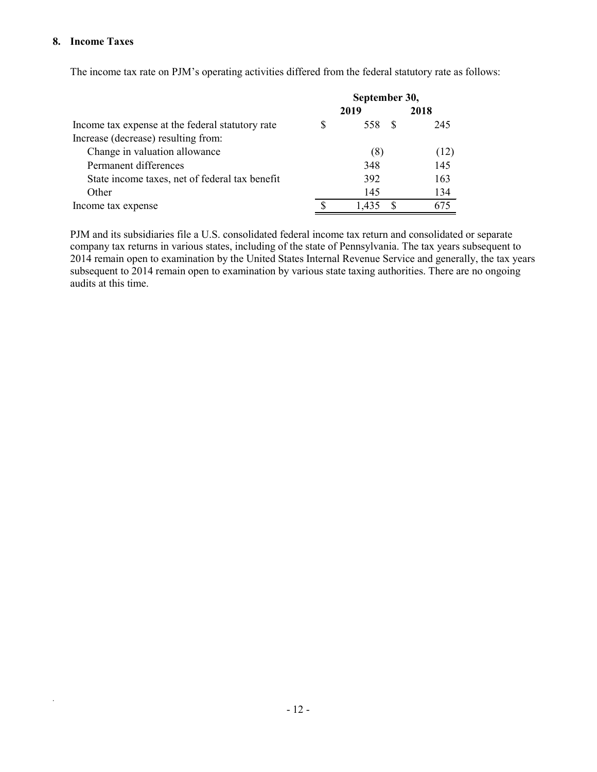## 8. Income Taxes

The income tax rate on PJM's operating activities differed from the federal statutory rate as follows:

| | September 30, | |
|---|---|---|
| | 2019 | 2018 |
| Income tax expense at the federal statutory rate | $ 558 | $ 245 |
| Increase (decrease) resulting from: | | |
| Change in valuation allowance | (8) | (12) |
| Permanent differences | 348 | 145 |
| State income taxes, net of federal tax benefit | 392 | 163 |
| Other | 145 | 134 |
| Income tax expense | $ 1,435 | $ 675 |

PJM and its subsidiaries file a U.S. consolidated federal income tax return and consolidated or separate company tax returns in various states, including of the state of Pennsylvania. The tax years subsequent to 2014 remain open to examination by the United States Internal Revenue Service and generally, the tax years subsequent to 2014 remain open to examination by various state taxing authorities. There are no ongoing audits at this time.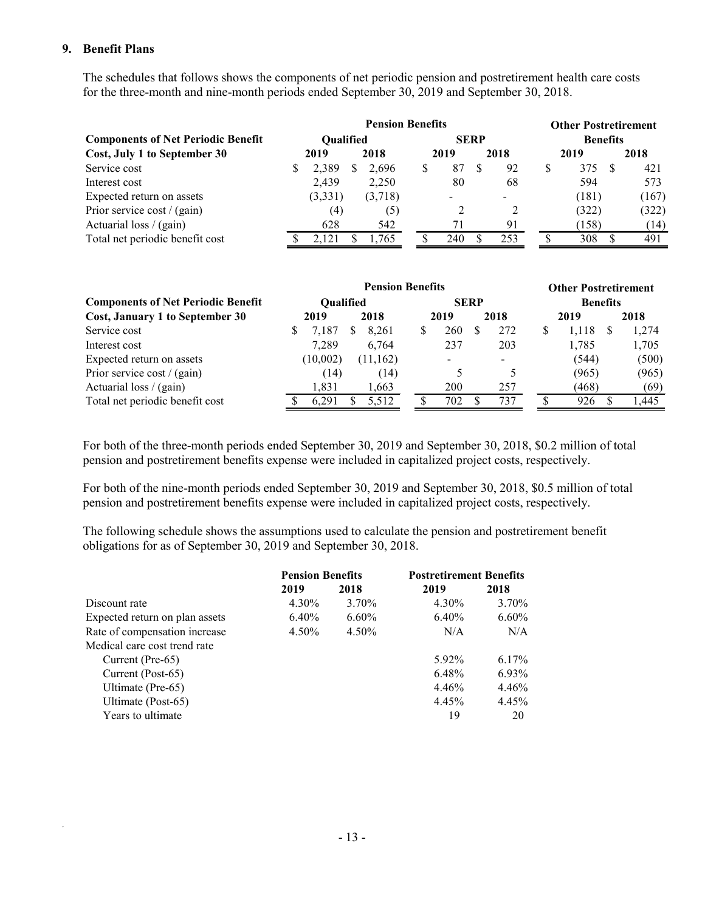## 9. Benefit Plans

The schedules that follows shows the components of net periodic pension and postretirement health care costs for the three-month and nine-month periods ended September 30, 2019 and September 30, 2018.

| Components of Net Periodic Benefit Cost, July 1 to September 30 | Pension Benefits | | | | Other Postretirement Benefits | |
|---|---|---|---|---|---|---|
| | Qualified | | SERP | | | |
| | 2019 | 2018 | 2019 | 2018 | 2019 | 2018 |
| Service cost | $ 2,389 | $ 2,696 | $ 87 | $ 92 | $ 375 | $ 421 |
| Interest cost | 2,439 | 2,250 | 80 | 68 | 594 | 573 |
| Expected return on assets | (3,331) | (3,718) | - | - | (181) | (167) |
| Prior service cost / (gain) | (4) | (5) | 2 | 2 | (322) | (322) |
| Actuarial loss / (gain) | 628 | 542 | 71 | 91 | (158) | (14) |
| Total net periodic benefit cost | $ 2,121 | $ 1,765 | $ 240 | $ 253 | $ 308 | $ 491 |

| Components of Net Periodic Benefit Cost, January 1 to September 30 | Pension Benefits | | | | Other Postretirement Benefits | |
|---|---|---|---|---|---|---|
| | Qualified | | SERP | | | |
| | 2019 | 2018 | 2019 | 2018 | 2019 | 2018 |
| Service cost | $ 7,187 | $ 8,261 | $ 260 | $ 272 | $ 1,118 | $ 1,274 |
| Interest cost | 7,289 | 6,764 | 237 | 203 | 1,785 | 1,705 |
| Expected return on assets | (10,002) | (11,162) | - | - | (544) | (500) |
| Prior service cost / (gain) | (14) | (14) | 5 | 5 | (965) | (965) |
| Actuarial loss / (gain) | 1,831 | 1,663 | 200 | 257 | (468) | (69) |
| Total net periodic benefit cost | $ 6,291 | $ 5,512 | $ 702 | $ 737 | $ 926 | $ 1,445 |

For both of the three-month periods ended September 30, 2019 and September 30, 2018, $0.2 million of total pension and postretirement benefits expense were included in capitalized project costs, respectively.

For both of the nine-month periods ended September 30, 2019 and September 30, 2018, $0.5 million of total pension and postretirement benefits expense were included in capitalized project costs, respectively.

The following schedule shows the assumptions used to calculate the pension and postretirement benefit obligations for as of September 30, 2019 and September 30, 2018.

| | Pension Benefits | | Postretirement Benefits | |
|---|---|---|---|---|
| | 2019 | 2018 | 2019 | 2018 |
| Discount rate | 4.30% | 3.70% | 4.30% | 3.70% |
| Expected return on plan assets | 6.40% | 6.60% | 6.40% | 6.60% |
| Rate of compensation increase | 4.50% | 4.50% | N/A | N/A |
| Medical care cost trend rate | | | | |
| Current (Pre-65) | | | 5.92% | 6.17% |
| Current (Post-65) | | | 6.48% | 6.93% |
| Ultimate (Pre-65) | | | 4.46% | 4.46% |
| Ultimate (Post-65) | | | 4.45% | 4.45% |
| Years to ultimate | | | 19 | 20 |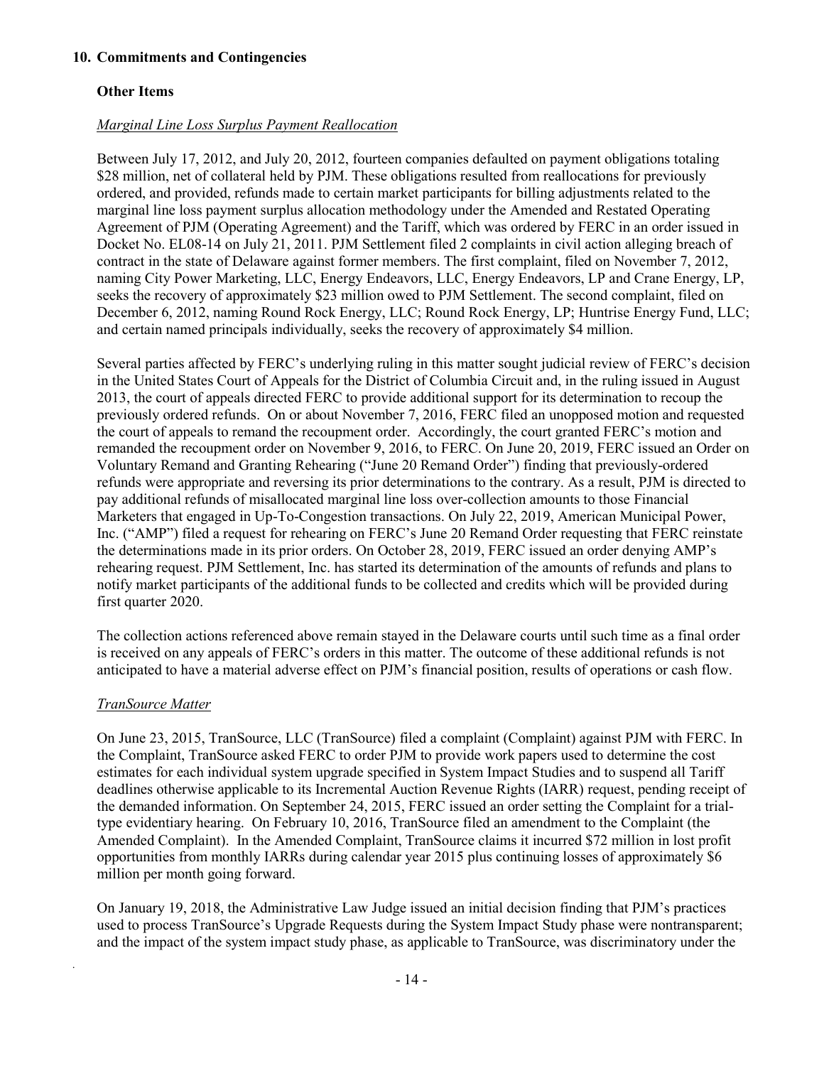## 10. Commitments and Contingencies

### Other Items

*Marginal Line Loss Surplus Payment Reallocation*

Between July 17, 2012, and July 20, 2012, fourteen companies defaulted on payment obligations totaling \$28 million, net of collateral held by PJM. These obligations resulted from reallocations for previously ordered, and provided, refunds made to certain market participants for billing adjustments related to the marginal line loss payment surplus allocation methodology under the Amended and Restated Operating Agreement of PJM (Operating Agreement) and the Tariff, which was ordered by FERC in an order issued in Docket No. EL08-14 on July 21, 2011. PJM Settlement filed 2 complaints in civil action alleging breach of contract in the state of Delaware against former members. The first complaint, filed on November 7, 2012, naming City Power Marketing, LLC, Energy Endeavors, LLC, Energy Endeavors, LP and Crane Energy, LP, seeks the recovery of approximately \$23 million owed to PJM Settlement. The second complaint, filed on December 6, 2012, naming Round Rock Energy, LLC; Round Rock Energy, LP; Huntrise Energy Fund, LLC; and certain named principals individually, seeks the recovery of approximately \$4 million.

Several parties affected by FERC's underlying ruling in this matter sought judicial review of FERC's decision in the United States Court of Appeals for the District of Columbia Circuit and, in the ruling issued in August 2013, the court of appeals directed FERC to provide additional support for its determination to recoup the previously ordered refunds. On or about November 7, 2016, FERC filed an unopposed motion and requested the court of appeals to remand the recoupment order. Accordingly, the court granted FERC's motion and remanded the recoupment order on November 9, 2016, to FERC. On June 20, 2019, FERC issued an Order on Voluntary Remand and Granting Rehearing ("June 20 Remand Order") finding that previously-ordered refunds were appropriate and reversing its prior determinations to the contrary. As a result, PJM is directed to pay additional refunds of misallocated marginal line loss over-collection amounts to those Financial Marketers that engaged in Up-To-Congestion transactions. On July 22, 2019, American Municipal Power, Inc. ("AMP") filed a request for rehearing on FERC's June 20 Remand Order requesting that FERC reinstate the determinations made in its prior orders. On October 28, 2019, FERC issued an order denying AMP's rehearing request. PJM Settlement, Inc. has started its determination of the amounts of refunds and plans to notify market participants of the additional funds to be collected and credits which will be provided during first quarter 2020.

The collection actions referenced above remain stayed in the Delaware courts until such time as a final order is received on any appeals of FERC's orders in this matter. The outcome of these additional refunds is not anticipated to have a material adverse effect on PJM's financial position, results of operations or cash flow.

*TranSource Matter*

On June 23, 2015, TranSource, LLC (TranSource) filed a complaint (Complaint) against PJM with FERC. In the Complaint, TranSource asked FERC to order PJM to provide work papers used to determine the cost estimates for each individual system upgrade specified in System Impact Studies and to suspend all Tariff deadlines otherwise applicable to its Incremental Auction Revenue Rights (IARR) request, pending receipt of the demanded information. On September 24, 2015, FERC issued an order setting the Complaint for a trial-type evidentiary hearing. On February 10, 2016, TranSource filed an amendment to the Complaint (the Amended Complaint). In the Amended Complaint, TranSource claims it incurred \$72 million in lost profit opportunities from monthly IARRs during calendar year 2015 plus continuing losses of approximately \$6 million per month going forward.

On January 19, 2018, the Administrative Law Judge issued an initial decision finding that PJM's practices used to process TranSource's Upgrade Requests during the System Impact Study phase were nontransparent; and the impact of the system impact study phase, as applicable to TranSource, was discriminatory under the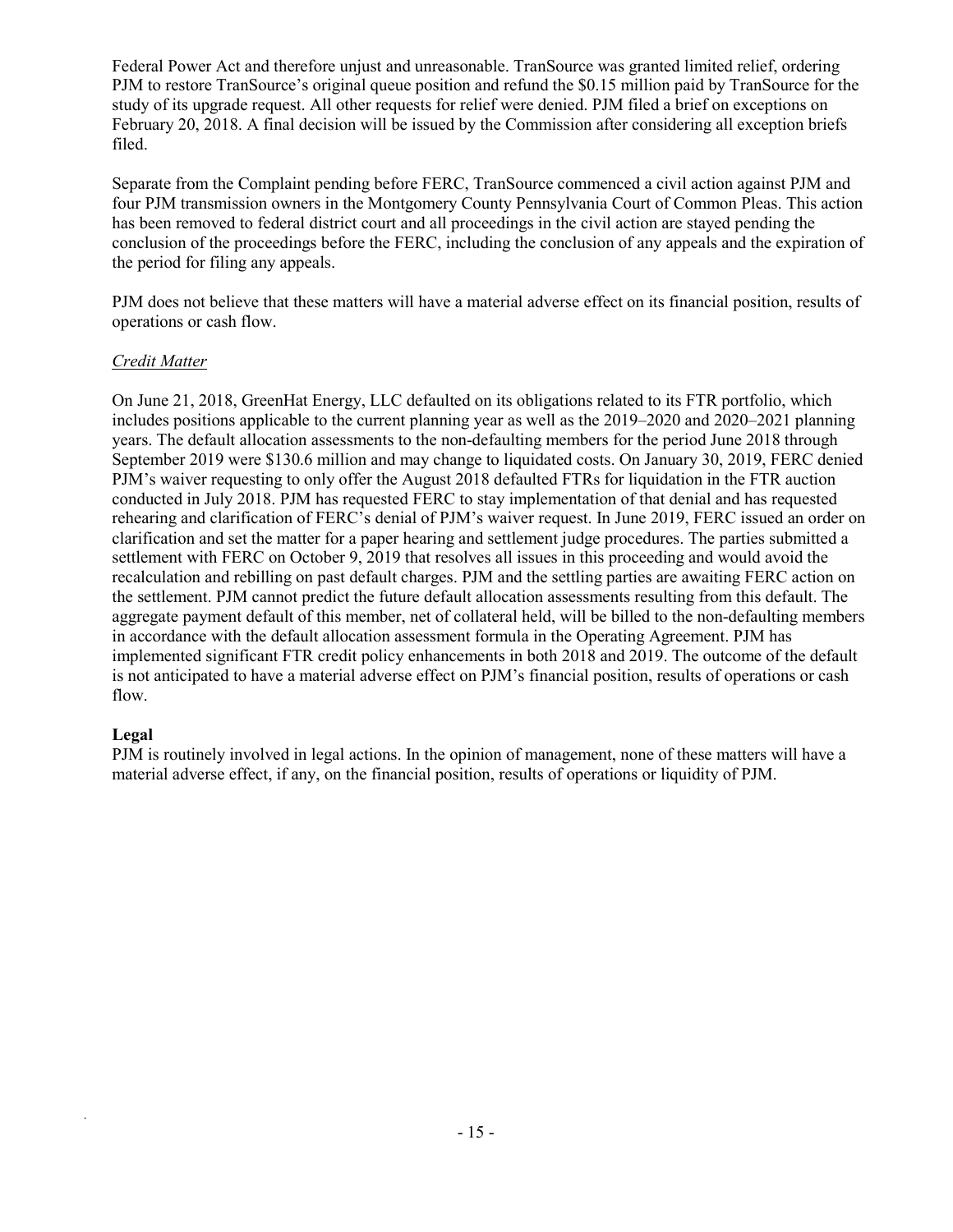Federal Power Act and therefore unjust and unreasonable. TranSource was granted limited relief, ordering PJM to restore TranSource's original queue position and refund the $0.15 million paid by TranSource for the study of its upgrade request. All other requests for relief were denied. PJM filed a brief on exceptions on February 20, 2018. A final decision will be issued by the Commission after considering all exception briefs filed.

Separate from the Complaint pending before FERC, TranSource commenced a civil action against PJM and four PJM transmission owners in the Montgomery County Pennsylvania Court of Common Pleas. This action has been removed to federal district court and all proceedings in the civil action are stayed pending the conclusion of the proceedings before the FERC, including the conclusion of any appeals and the expiration of the period for filing any appeals.

PJM does not believe that these matters will have a material adverse effect on its financial position, results of operations or cash flow.

*Credit Matter*

On June 21, 2018, GreenHat Energy, LLC defaulted on its obligations related to its FTR portfolio, which includes positions applicable to the current planning year as well as the 2019–2020 and 2020–2021 planning years. The default allocation assessments to the non-defaulting members for the period June 2018 through September 2019 were $130.6 million and may change to liquidated costs. On January 30, 2019, FERC denied PJM's waiver requesting to only offer the August 2018 defaulted FTRs for liquidation in the FTR auction conducted in July 2018. PJM has requested FERC to stay implementation of that denial and has requested rehearing and clarification of FERC's denial of PJM's waiver request. In June 2019, FERC issued an order on clarification and set the matter for a paper hearing and settlement judge procedures. The parties submitted a settlement with FERC on October 9, 2019 that resolves all issues in this proceeding and would avoid the recalculation and rebilling on past default charges. PJM and the settling parties are awaiting FERC action on the settlement. PJM cannot predict the future default allocation assessments resulting from this default. The aggregate payment default of this member, net of collateral held, will be billed to the non-defaulting members in accordance with the default allocation assessment formula in the Operating Agreement. PJM has implemented significant FTR credit policy enhancements in both 2018 and 2019. The outcome of the default is not anticipated to have a material adverse effect on PJM's financial position, results of operations or cash flow.

**Legal**

PJM is routinely involved in legal actions. In the opinion of management, none of these matters will have a material adverse effect, if any, on the financial position, results of operations or liquidity of PJM.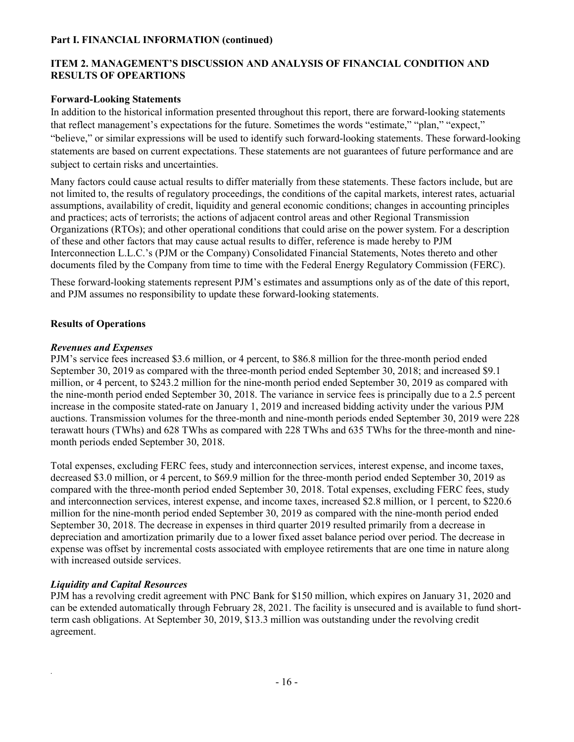**Part I. FINANCIAL INFORMATION (continued)**

## ITEM 2. MANAGEMENT'S DISCUSSION AND ANALYSIS OF FINANCIAL CONDITION AND RESULTS OF OPEARTIONS

### Forward-Looking Statements

In addition to the historical information presented throughout this report, there are forward-looking statements that reflect management's expectations for the future. Sometimes the words "estimate," "plan," "expect," "believe," or similar expressions will be used to identify such forward-looking statements. These forward-looking statements are based on current expectations. These statements are not guarantees of future performance and are subject to certain risks and uncertainties.

Many factors could cause actual results to differ materially from these statements. These factors include, but are not limited to, the results of regulatory proceedings, the conditions of the capital markets, interest rates, actuarial assumptions, availability of credit, liquidity and general economic conditions; changes in accounting principles and practices; acts of terrorists; the actions of adjacent control areas and other Regional Transmission Organizations (RTOs); and other operational conditions that could arise on the power system. For a description of these and other factors that may cause actual results to differ, reference is made hereby to PJM Interconnection L.L.C.'s (PJM or the Company) Consolidated Financial Statements, Notes thereto and other documents filed by the Company from time to time with the Federal Energy Regulatory Commission (FERC).

These forward-looking statements represent PJM's estimates and assumptions only as of the date of this report, and PJM assumes no responsibility to update these forward-looking statements.

### Results of Operations

#### *Revenues and Expenses*

PJM's service fees increased $3.6 million, or 4 percent, to $86.8 million for the three-month period ended September 30, 2019 as compared with the three-month period ended September 30, 2018; and increased $9.1 million, or 4 percent, to $243.2 million for the nine-month period ended September 30, 2019 as compared with the nine-month period ended September 30, 2018. The variance in service fees is principally due to a 2.5 percent increase in the composite stated-rate on January 1, 2019 and increased bidding activity under the various PJM auctions. Transmission volumes for the three-month and nine-month periods ended September 30, 2019 were 228 terawatt hours (TWhs) and 628 TWhs as compared with 228 TWhs and 635 TWhs for the three-month and nine-month periods ended September 30, 2018.

Total expenses, excluding FERC fees, study and interconnection services, interest expense, and income taxes, decreased $3.0 million, or 4 percent, to $69.9 million for the three-month period ended September 30, 2019 as compared with the three-month period ended September 30, 2018. Total expenses, excluding FERC fees, study and interconnection services, interest expense, and income taxes, increased $2.8 million, or 1 percent, to $220.6 million for the nine-month period ended September 30, 2019 as compared with the nine-month period ended September 30, 2018. The decrease in expenses in third quarter 2019 resulted primarily from a decrease in depreciation and amortization primarily due to a lower fixed asset balance period over period. The decrease in expense was offset by incremental costs associated with employee retirements that are one time in nature along with increased outside services.

#### *Liquidity and Capital Resources*

PJM has a revolving credit agreement with PNC Bank for $150 million, which expires on January 31, 2020 and can be extended automatically through February 28, 2021. The facility is unsecured and is available to fund short-term cash obligations. At September 30, 2019, $13.3 million was outstanding under the revolving credit agreement.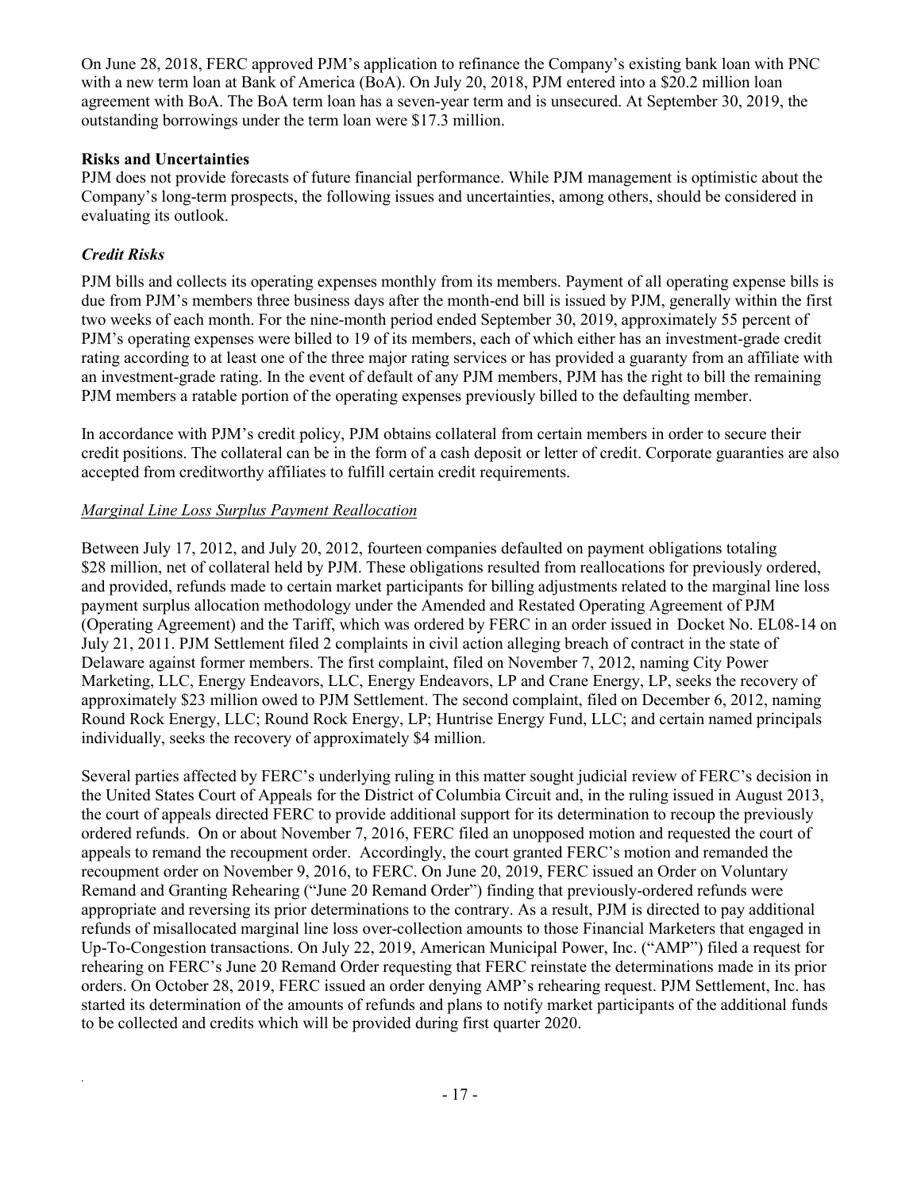On June 28, 2018, FERC approved PJM's application to refinance the Company's existing bank loan with PNC with a new term loan at Bank of America (BoA). On July 20, 2018, PJM entered into a $20.2 million loan agreement with BoA. The BoA term loan has a seven-year term and is unsecured. At September 30, 2019, the outstanding borrowings under the term loan were $17.3 million.

**Risks and Uncertainties**

PJM does not provide forecasts of future financial performance. While PJM management is optimistic about the Company's long-term prospects, the following issues and uncertainties, among others, should be considered in evaluating its outlook.

***Credit Risks***

PJM bills and collects its operating expenses monthly from its members. Payment of all operating expense bills is due from PJM's members three business days after the month-end bill is issued by PJM, generally within the first two weeks of each month. For the nine-month period ended September 30, 2019, approximately 55 percent of PJM's operating expenses were billed to 19 of its members, each of which either has an investment-grade credit rating according to at least one of the three major rating services or has provided a guaranty from an affiliate with an investment-grade rating. In the event of default of any PJM members, PJM has the right to bill the remaining PJM members a ratable portion of the operating expenses previously billed to the defaulting member.

In accordance with PJM's credit policy, PJM obtains collateral from certain members in order to secure their credit positions. The collateral can be in the form of a cash deposit or letter of credit. Corporate guaranties are also accepted from creditworthy affiliates to fulfill certain credit requirements.

<u>Marginal Line Loss Surplus Payment Reallocation</u>

Between July 17, 2012, and July 20, 2012, fourteen companies defaulted on payment obligations totaling $28 million, net of collateral held by PJM. These obligations resulted from reallocations for previously ordered, and provided, refunds made to certain market participants for billing adjustments related to the marginal line loss payment surplus allocation methodology under the Amended and Restated Operating Agreement of PJM (Operating Agreement) and the Tariff, which was ordered by FERC in an order issued in Docket No. EL08-14 on July 21, 2011. PJM Settlement filed 2 complaints in civil action alleging breach of contract in the state of Delaware against former members. The first complaint, filed on November 7, 2012, naming City Power Marketing, LLC, Energy Endeavors, LLC, Energy Endeavors, LP and Crane Energy, LP, seeks the recovery of approximately $23 million owed to PJM Settlement. The second complaint, filed on December 6, 2012, naming Round Rock Energy, LLC; Round Rock Energy, LP; Huntrise Energy Fund, LLC; and certain named principals individually, seeks the recovery of approximately $4 million.

Several parties affected by FERC's underlying ruling in this matter sought judicial review of FERC's decision in the United States Court of Appeals for the District of Columbia Circuit and, in the ruling issued in August 2013, the court of appeals directed FERC to provide additional support for its determination to recoup the previously ordered refunds. On or about November 7, 2016, FERC filed an unopposed motion and requested the court of appeals to remand the recoupment order. Accordingly, the court granted FERC's motion and remanded the recoupment order on November 9, 2016, to FERC. On June 20, 2019, FERC issued an Order on Voluntary Remand and Granting Rehearing ("June 20 Remand Order") finding that previously-ordered refunds were appropriate and reversing its prior determinations to the contrary. As a result, PJM is directed to pay additional refunds of misallocated marginal line loss over-collection amounts to those Financial Marketers that engaged in Up-To-Congestion transactions. On July 22, 2019, American Municipal Power, Inc. ("AMP") filed a request for rehearing on FERC's June 20 Remand Order requesting that FERC reinstate the determinations made in its prior orders. On October 28, 2019, FERC issued an order denying AMP's rehearing request. PJM Settlement, Inc. has started its determination of the amounts of refunds and plans to notify market participants of the additional funds to be collected and credits which will be provided during first quarter 2020.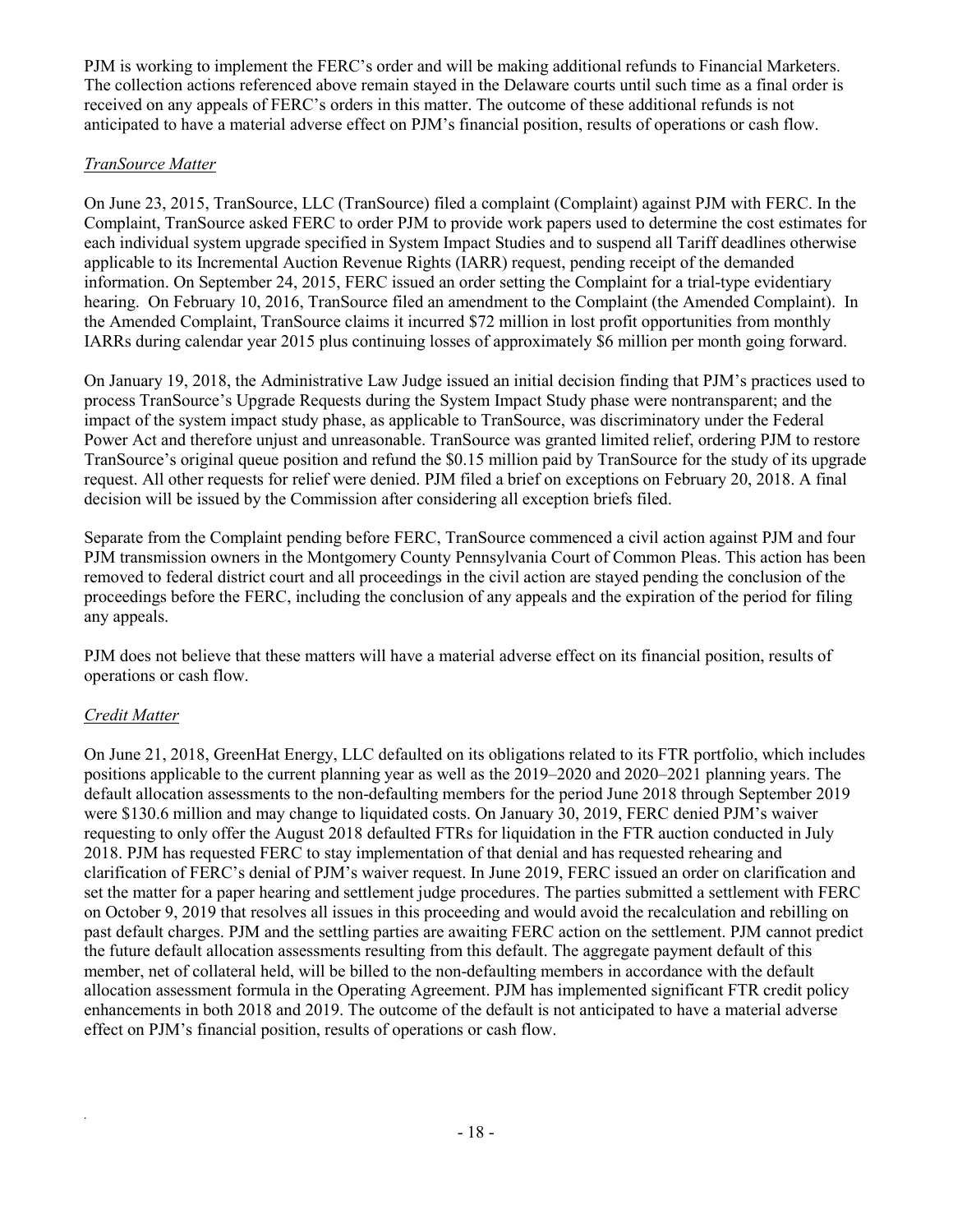PJM is working to implement the FERC's order and will be making additional refunds to Financial Marketers. The collection actions referenced above remain stayed in the Delaware courts until such time as a final order is received on any appeals of FERC's orders in this matter. The outcome of these additional refunds is not anticipated to have a material adverse effect on PJM's financial position, results of operations or cash flow.

*TranSource Matter*

On June 23, 2015, TranSource, LLC (TranSource) filed a complaint (Complaint) against PJM with FERC. In the Complaint, TranSource asked FERC to order PJM to provide work papers used to determine the cost estimates for each individual system upgrade specified in System Impact Studies and to suspend all Tariff deadlines otherwise applicable to its Incremental Auction Revenue Rights (IARR) request, pending receipt of the demanded information. On September 24, 2015, FERC issued an order setting the Complaint for a trial-type evidentiary hearing. On February 10, 2016, TranSource filed an amendment to the Complaint (the Amended Complaint). In the Amended Complaint, TranSource claims it incurred $72 million in lost profit opportunities from monthly IARRs during calendar year 2015 plus continuing losses of approximately $6 million per month going forward.

On January 19, 2018, the Administrative Law Judge issued an initial decision finding that PJM's practices used to process TranSource's Upgrade Requests during the System Impact Study phase were nontransparent; and the impact of the system impact study phase, as applicable to TranSource, was discriminatory under the Federal Power Act and therefore unjust and unreasonable. TranSource was granted limited relief, ordering PJM to restore TranSource's original queue position and refund the $0.15 million paid by TranSource for the study of its upgrade request. All other requests for relief were denied. PJM filed a brief on exceptions on February 20, 2018. A final decision will be issued by the Commission after considering all exception briefs filed.

Separate from the Complaint pending before FERC, TranSource commenced a civil action against PJM and four PJM transmission owners in the Montgomery County Pennsylvania Court of Common Pleas. This action has been removed to federal district court and all proceedings in the civil action are stayed pending the conclusion of the proceedings before the FERC, including the conclusion of any appeals and the expiration of the period for filing any appeals.

PJM does not believe that these matters will have a material adverse effect on its financial position, results of operations or cash flow.

*Credit Matter*

On June 21, 2018, GreenHat Energy, LLC defaulted on its obligations related to its FTR portfolio, which includes positions applicable to the current planning year as well as the 2019–2020 and 2020–2021 planning years. The default allocation assessments to the non-defaulting members for the period June 2018 through September 2019 were $130.6 million and may change to liquidated costs. On January 30, 2019, FERC denied PJM's waiver requesting to only offer the August 2018 defaulted FTRs for liquidation in the FTR auction conducted in July 2018. PJM has requested FERC to stay implementation of that denial and has requested rehearing and clarification of FERC's denial of PJM's waiver request. In June 2019, FERC issued an order on clarification and set the matter for a paper hearing and settlement judge procedures. The parties submitted a settlement with FERC on October 9, 2019 that resolves all issues in this proceeding and would avoid the recalculation and rebilling on past default charges. PJM and the settling parties are awaiting FERC action on the settlement. PJM cannot predict the future default allocation assessments resulting from this default. The aggregate payment default of this member, net of collateral held, will be billed to the non-defaulting members in accordance with the default allocation assessment formula in the Operating Agreement. PJM has implemented significant FTR credit policy enhancements in both 2018 and 2019. The outcome of the default is not anticipated to have a material adverse effect on PJM's financial position, results of operations or cash flow.